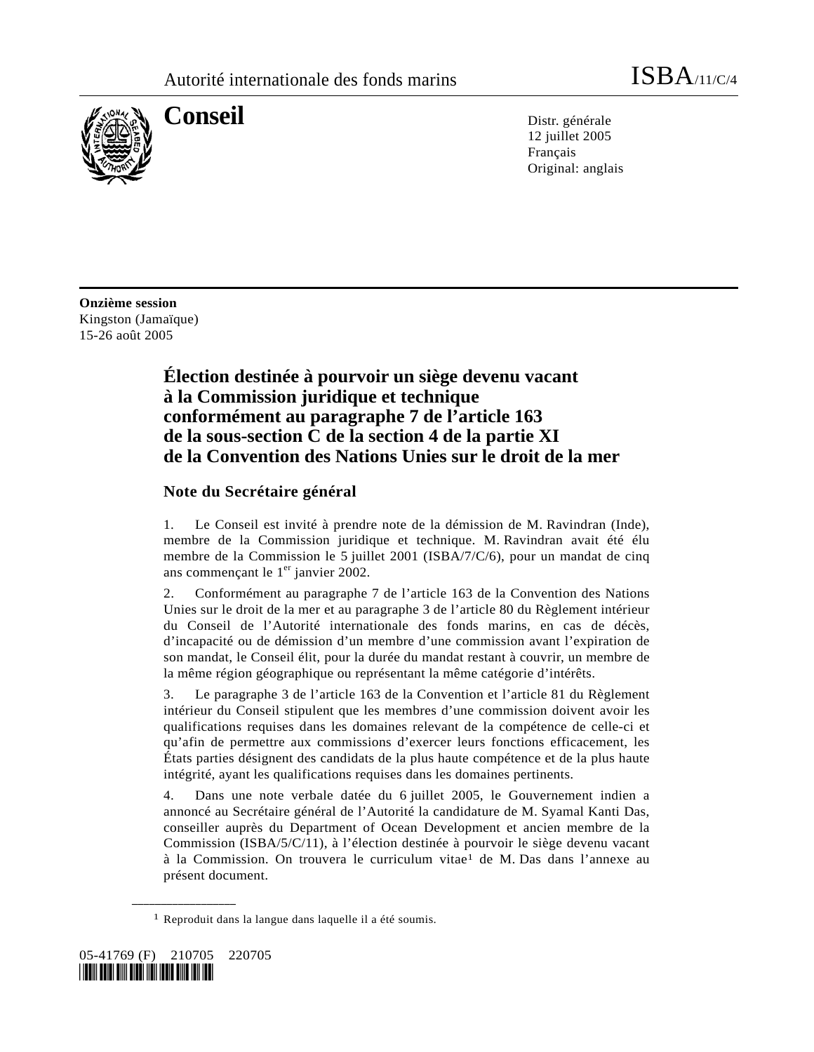Autorité internationale des fonds marins — ISBA/11/C/4

# Conseil

Distr. générale
12 juillet 2005
Français
Original: anglais

**Onzième session**
Kingston (Jamaïque)
15-26 août 2005

## Élection destinée à pourvoir un siège devenu vacant à la Commission juridique et technique conformément au paragraphe 7 de l'article 163 de la sous-section C de la section 4 de la partie XI de la Convention des Nations Unies sur le droit de la mer

### Note du Secrétaire général

1. Le Conseil est invité à prendre note de la démission de M. Ravindran (Inde), membre de la Commission juridique et technique. M. Ravindran avait été élu membre de la Commission le 5 juillet 2001 (ISBA/7/C/6), pour un mandat de cinq ans commençant le 1er janvier 2002.

2. Conformément au paragraphe 7 de l'article 163 de la Convention des Nations Unies sur le droit de la mer et au paragraphe 3 de l'article 80 du Règlement intérieur du Conseil de l'Autorité internationale des fonds marins, en cas de décès, d'incapacité ou de démission d'un membre d'une commission avant l'expiration de son mandat, le Conseil élit, pour la durée du mandat restant à couvrir, un membre de la même région géographique ou représentant la même catégorie d'intérêts.

3. Le paragraphe 3 de l'article 163 de la Convention et l'article 81 du Règlement intérieur du Conseil stipulent que les membres d'une commission doivent avoir les qualifications requises dans les domaines relevant de la compétence de celle-ci et qu'afin de permettre aux commissions d'exercer leurs fonctions efficacement, les États parties désignent des candidats de la plus haute compétence et de la plus haute intégrité, ayant les qualifications requises dans les domaines pertinents.

4. Dans une note verbale datée du 6 juillet 2005, le Gouvernement indien a annoncé au Secrétaire général de l'Autorité la candidature de M. Syamal Kanti Das, conseiller auprès du Department of Ocean Development et ancien membre de la Commission (ISBA/5/C/11), à l'élection destinée à pourvoir le siège devenu vacant à la Commission. On trouvera le curriculum vitae[1] de M. Das dans l'annexe au présent document.

---

[1] Reproduit dans la langue dans laquelle il a été soumis.

05-41769 (F) 210705 220705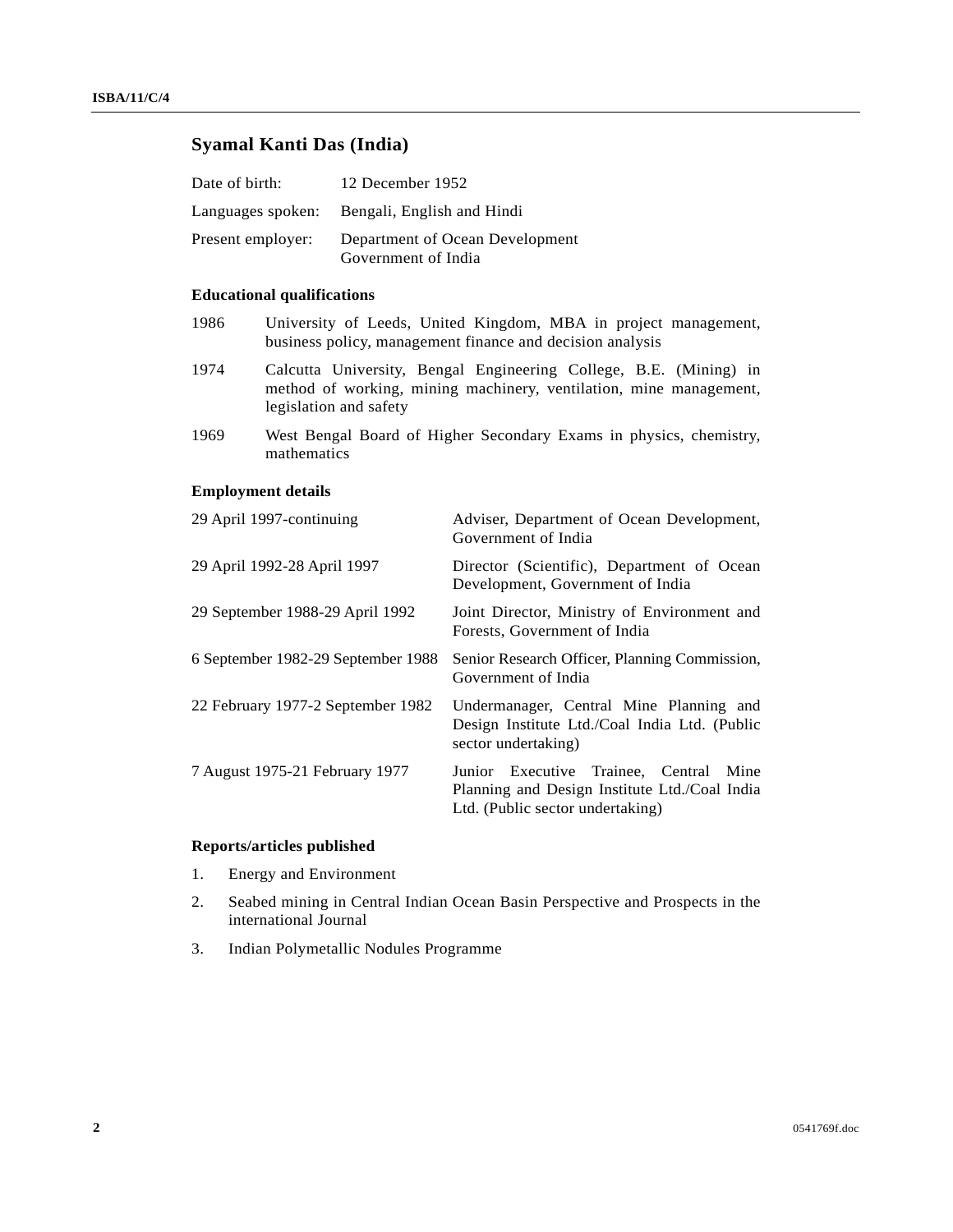## Syamal Kanti Das (India)

| | |
|---|---|
| Date of birth: | 12 December 1952 |
| Languages spoken: | Bengali, English and Hindi |
| Present employer: | Department of Ocean Development<br>Government of India |

### Educational qualifications

| | |
|---|---|
| 1986 | University of Leeds, United Kingdom, MBA in project management, business policy, management finance and decision analysis |
| 1974 | Calcutta University, Bengal Engineering College, B.E. (Mining) in method of working, mining machinery, ventilation, mine management, legislation and safety |
| 1969 | West Bengal Board of Higher Secondary Exams in physics, chemistry, mathematics |

### Employment details

| | |
|---|---|
| 29 April 1997-continuing | Adviser, Department of Ocean Development, Government of India |
| 29 April 1992-28 April 1997 | Director (Scientific), Department of Ocean Development, Government of India |
| 29 September 1988-29 April 1992 | Joint Director, Ministry of Environment and Forests, Government of India |
| 6 September 1982-29 September 1988 | Senior Research Officer, Planning Commission, Government of India |
| 22 February 1977-2 September 1982 | Undermanager, Central Mine Planning and Design Institute Ltd./Coal India Ltd. (Public sector undertaking) |
| 7 August 1975-21 February 1977 | Junior Executive Trainee, Central Mine Planning and Design Institute Ltd./Coal India Ltd. (Public sector undertaking) |

### Reports/articles published

1. Energy and Environment
2. Seabed mining in Central Indian Ocean Basin Perspective and Prospects in the international Journal
3. Indian Polymetallic Nodules Programme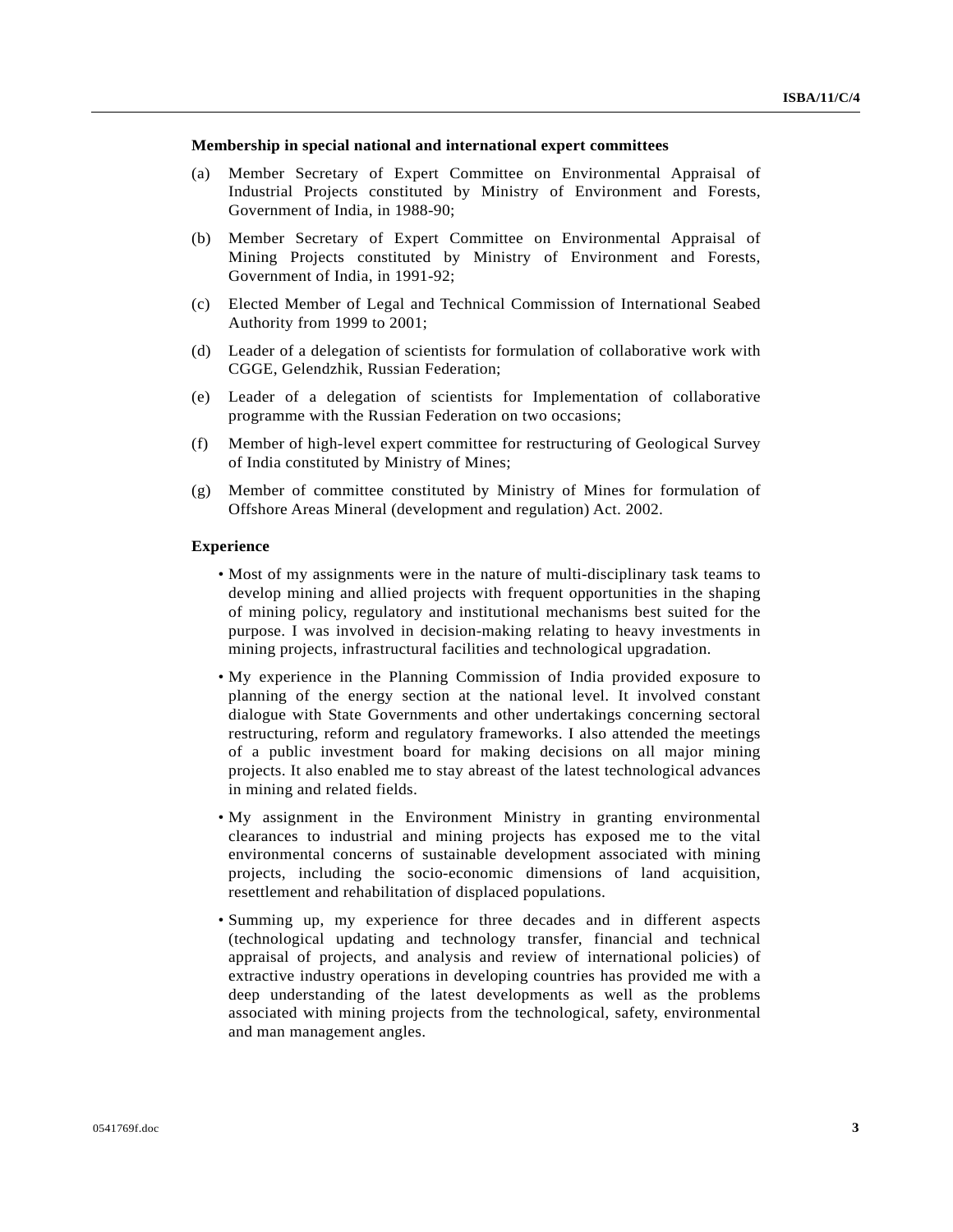**Membership in special national and international expert committees**

(a) Member Secretary of Expert Committee on Environmental Appraisal of Industrial Projects constituted by Ministry of Environment and Forests, Government of India, in 1988-90;

(b) Member Secretary of Expert Committee on Environmental Appraisal of Mining Projects constituted by Ministry of Environment and Forests, Government of India, in 1991-92;

(c) Elected Member of Legal and Technical Commission of International Seabed Authority from 1999 to 2001;

(d) Leader of a delegation of scientists for formulation of collaborative work with CGGE, Gelendzhik, Russian Federation;

(e) Leader of a delegation of scientists for Implementation of collaborative programme with the Russian Federation on two occasions;

(f) Member of high-level expert committee for restructuring of Geological Survey of India constituted by Ministry of Mines;

(g) Member of committee constituted by Ministry of Mines for formulation of Offshore Areas Mineral (development and regulation) Act. 2002.

**Experience**

- Most of my assignments were in the nature of multi-disciplinary task teams to develop mining and allied projects with frequent opportunities in the shaping of mining policy, regulatory and institutional mechanisms best suited for the purpose. I was involved in decision-making relating to heavy investments in mining projects, infrastructural facilities and technological upgradation.

- My experience in the Planning Commission of India provided exposure to planning of the energy section at the national level. It involved constant dialogue with State Governments and other undertakings concerning sectoral restructuring, reform and regulatory frameworks. I also attended the meetings of a public investment board for making decisions on all major mining projects. It also enabled me to stay abreast of the latest technological advances in mining and related fields.

- My assignment in the Environment Ministry in granting environmental clearances to industrial and mining projects has exposed me to the vital environmental concerns of sustainable development associated with mining projects, including the socio-economic dimensions of land acquisition, resettlement and rehabilitation of displaced populations.

- Summing up, my experience for three decades and in different aspects (technological updating and technology transfer, financial and technical appraisal of projects, and analysis and review of international policies) of extractive industry operations in developing countries has provided me with a deep understanding of the latest developments as well as the problems associated with mining projects from the technological, safety, environmental and man management angles.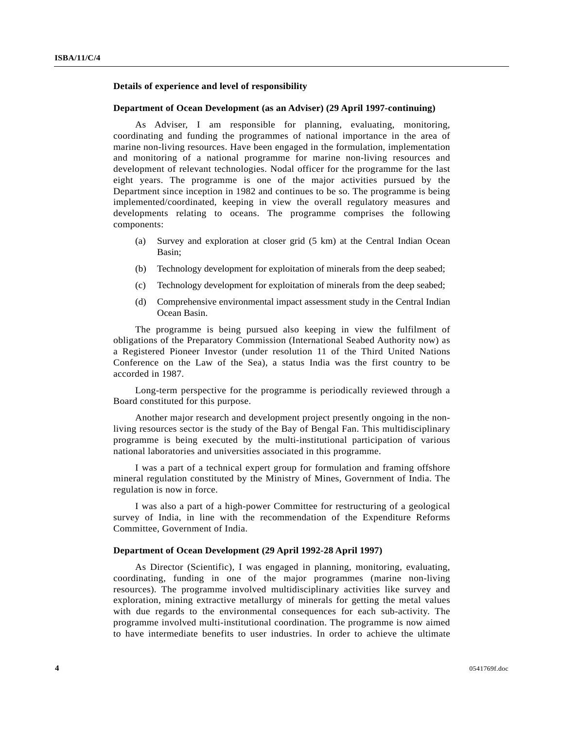**Details of experience and level of responsibility**

**Department of Ocean Development (as an Adviser) (29 April 1997-continuing)**

As Adviser, I am responsible for planning, evaluating, monitoring, coordinating and funding the programmes of national importance in the area of marine non-living resources. Have been engaged in the formulation, implementation and monitoring of a national programme for marine non-living resources and development of relevant technologies. Nodal officer for the programme for the last eight years. The programme is one of the major activities pursued by the Department since inception in 1982 and continues to be so. The programme is being implemented/coordinated, keeping in view the overall regulatory measures and developments relating to oceans. The programme comprises the following components:

(a) Survey and exploration at closer grid (5 km) at the Central Indian Ocean Basin;

(b) Technology development for exploitation of minerals from the deep seabed;

(c) Technology development for exploitation of minerals from the deep seabed;

(d) Comprehensive environmental impact assessment study in the Central Indian Ocean Basin.

The programme is being pursued also keeping in view the fulfilment of obligations of the Preparatory Commission (International Seabed Authority now) as a Registered Pioneer Investor (under resolution 11 of the Third United Nations Conference on the Law of the Sea), a status India was the first country to be accorded in 1987.

Long-term perspective for the programme is periodically reviewed through a Board constituted for this purpose.

Another major research and development project presently ongoing in the non-living resources sector is the study of the Bay of Bengal Fan. This multidisciplinary programme is being executed by the multi-institutional participation of various national laboratories and universities associated in this programme.

I was a part of a technical expert group for formulation and framing offshore mineral regulation constituted by the Ministry of Mines, Government of India. The regulation is now in force.

I was also a part of a high-power Committee for restructuring of a geological survey of India, in line with the recommendation of the Expenditure Reforms Committee, Government of India.

**Department of Ocean Development (29 April 1992-28 April 1997)**

As Director (Scientific), I was engaged in planning, monitoring, evaluating, coordinating, funding in one of the major programmes (marine non-living resources). The programme involved multidisciplinary activities like survey and exploration, mining extractive metallurgy of minerals for getting the metal values with due regards to the environmental consequences for each sub-activity. The programme involved multi-institutional coordination. The programme is now aimed to have intermediate benefits to user industries. In order to achieve the ultimate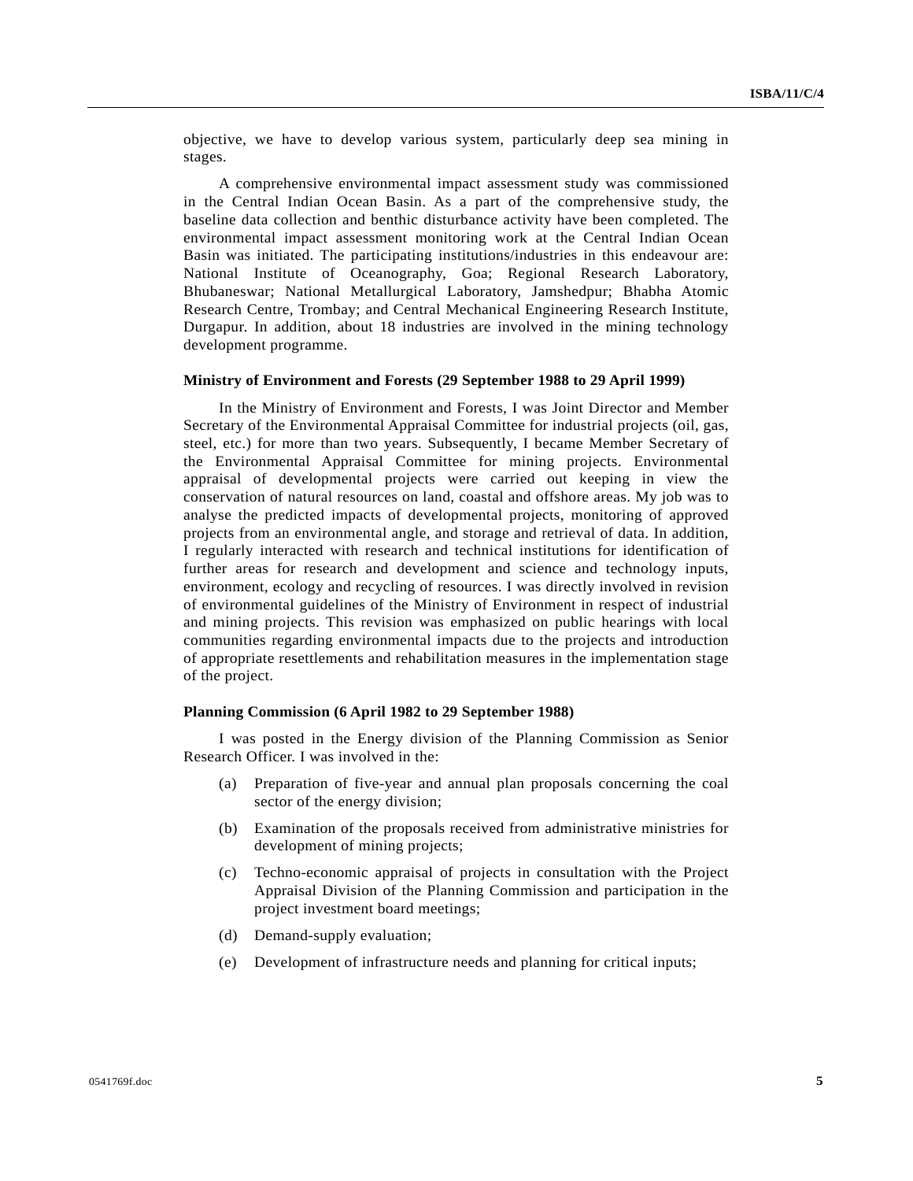objective, we have to develop various system, particularly deep sea mining in stages.

A comprehensive environmental impact assessment study was commissioned in the Central Indian Ocean Basin. As a part of the comprehensive study, the baseline data collection and benthic disturbance activity have been completed. The environmental impact assessment monitoring work at the Central Indian Ocean Basin was initiated. The participating institutions/industries in this endeavour are: National Institute of Oceanography, Goa; Regional Research Laboratory, Bhubaneswar; National Metallurgical Laboratory, Jamshedpur; Bhabha Atomic Research Centre, Trombay; and Central Mechanical Engineering Research Institute, Durgapur. In addition, about 18 industries are involved in the mining technology development programme.

**Ministry of Environment and Forests (29 September 1988 to 29 April 1999)**

In the Ministry of Environment and Forests, I was Joint Director and Member Secretary of the Environmental Appraisal Committee for industrial projects (oil, gas, steel, etc.) for more than two years. Subsequently, I became Member Secretary of the Environmental Appraisal Committee for mining projects. Environmental appraisal of developmental projects were carried out keeping in view the conservation of natural resources on land, coastal and offshore areas. My job was to analyse the predicted impacts of developmental projects, monitoring of approved projects from an environmental angle, and storage and retrieval of data. In addition, I regularly interacted with research and technical institutions for identification of further areas for research and development and science and technology inputs, environment, ecology and recycling of resources. I was directly involved in revision of environmental guidelines of the Ministry of Environment in respect of industrial and mining projects. This revision was emphasized on public hearings with local communities regarding environmental impacts due to the projects and introduction of appropriate resettlements and rehabilitation measures in the implementation stage of the project.

**Planning Commission (6 April 1982 to 29 September 1988)**

I was posted in the Energy division of the Planning Commission as Senior Research Officer. I was involved in the:

(a) Preparation of five-year and annual plan proposals concerning the coal sector of the energy division;

(b) Examination of the proposals received from administrative ministries for development of mining projects;

(c) Techno-economic appraisal of projects in consultation with the Project Appraisal Division of the Planning Commission and participation in the project investment board meetings;

(d) Demand-supply evaluation;

(e) Development of infrastructure needs and planning for critical inputs;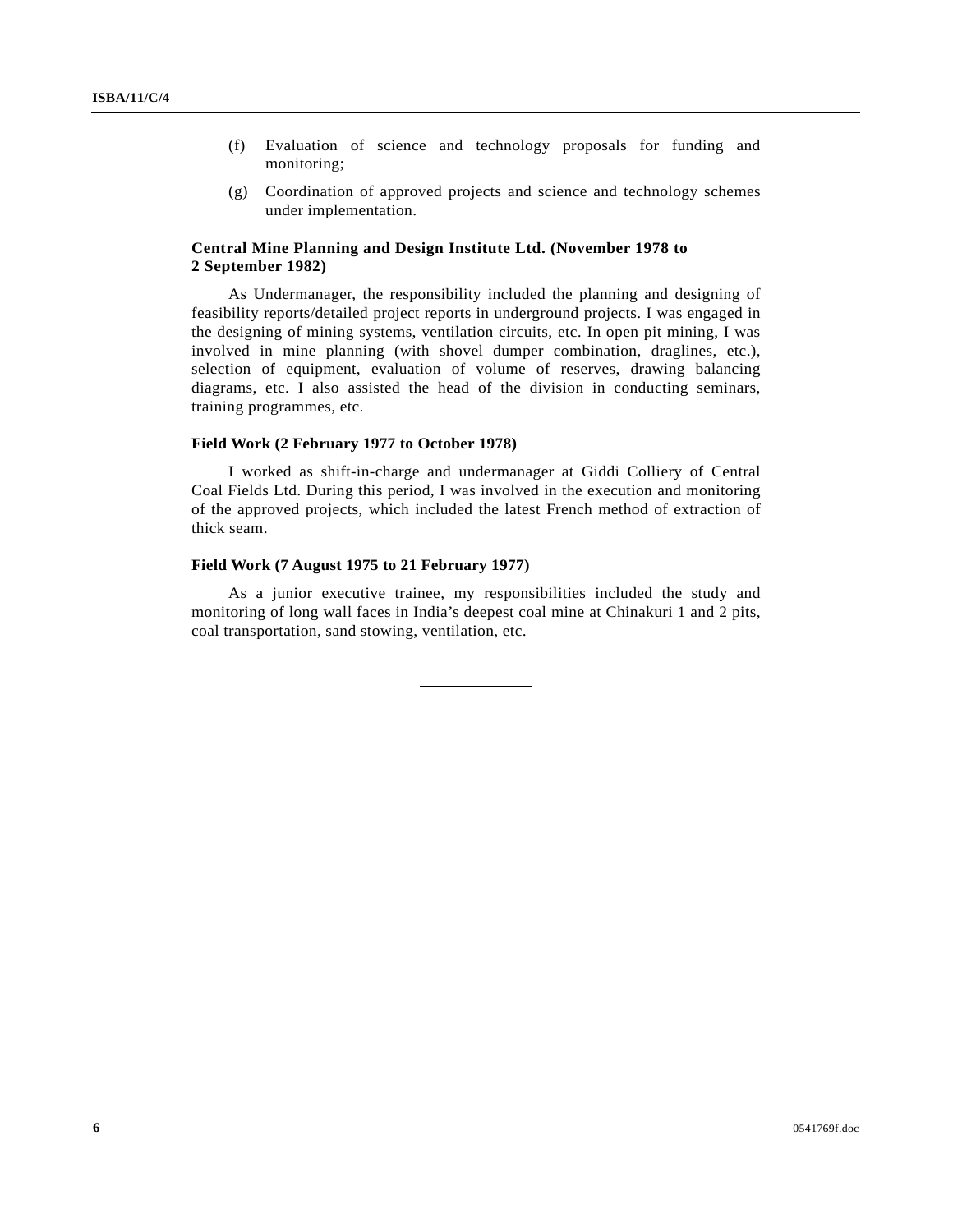(f) Evaluation of science and technology proposals for funding and monitoring;

(g) Coordination of approved projects and science and technology schemes under implementation.

**Central Mine Planning and Design Institute Ltd. (November 1978 to 2 September 1982)**

As Undermanager, the responsibility included the planning and designing of feasibility reports/detailed project reports in underground projects. I was engaged in the designing of mining systems, ventilation circuits, etc. In open pit mining, I was involved in mine planning (with shovel dumper combination, draglines, etc.), selection of equipment, evaluation of volume of reserves, drawing balancing diagrams, etc. I also assisted the head of the division in conducting seminars, training programmes, etc.

**Field Work (2 February 1977 to October 1978)**

I worked as shift-in-charge and undermanager at Giddi Colliery of Central Coal Fields Ltd. During this period, I was involved in the execution and monitoring of the approved projects, which included the latest French method of extraction of thick seam.

**Field Work (7 August 1975 to 21 February 1977)**

As a junior executive trainee, my responsibilities included the study and monitoring of long wall faces in India's deepest coal mine at Chinakuri 1 and 2 pits, coal transportation, sand stowing, ventilation, etc.